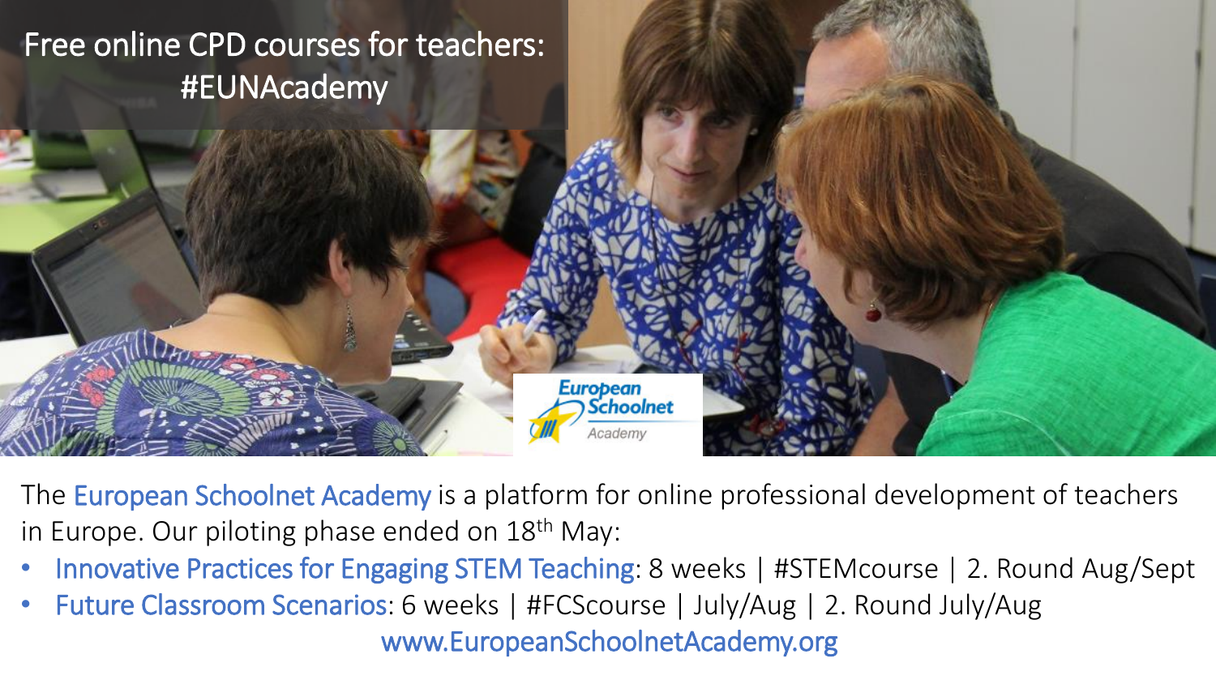# Free online CPD courses for teachers: #EUNAcademy

European Schoolnet Academy

The European Schoolnet Academy is a platform for online professional development of teachers in Europe. Our piloting phase ended on 18th May:

- Innovative Practices for Engaging STEM Teaching: 8 weeks | #STEMcourse | 2. Round Aug/Sept
- Future Classroom Scenarios: 6 weeks | #FCScourse | July/Aug | 2. Round July/Aug

www.EuropeanSchoolnetAcademy.org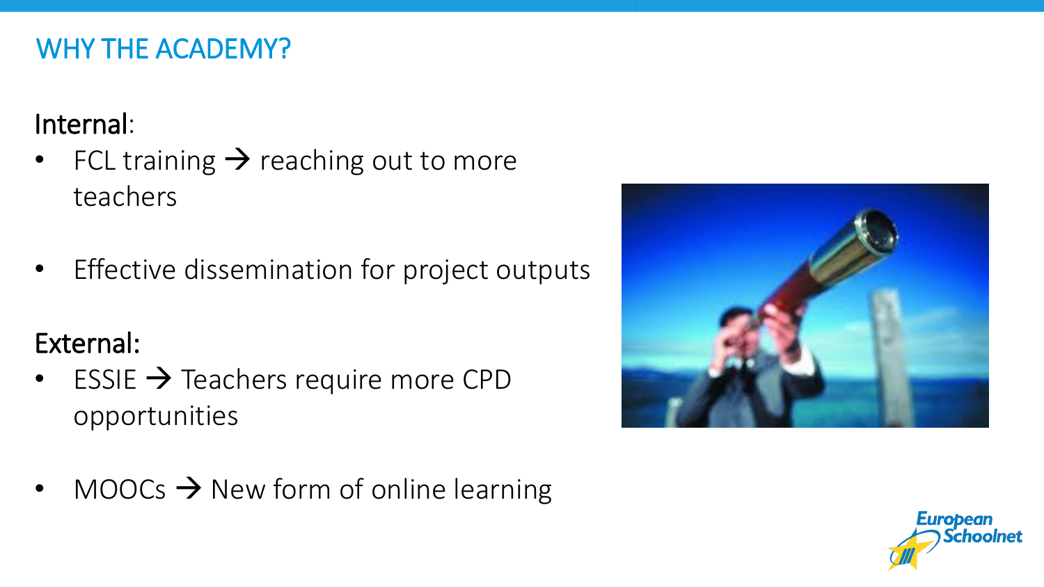# WHY THE ACADEMY?

**Internal:**

- FCL training → reaching out to more teachers
- Effective dissemination for project outputs

**External:**

- ESSIE → Teachers require more CPD opportunities
- MOOCs → New form of online learning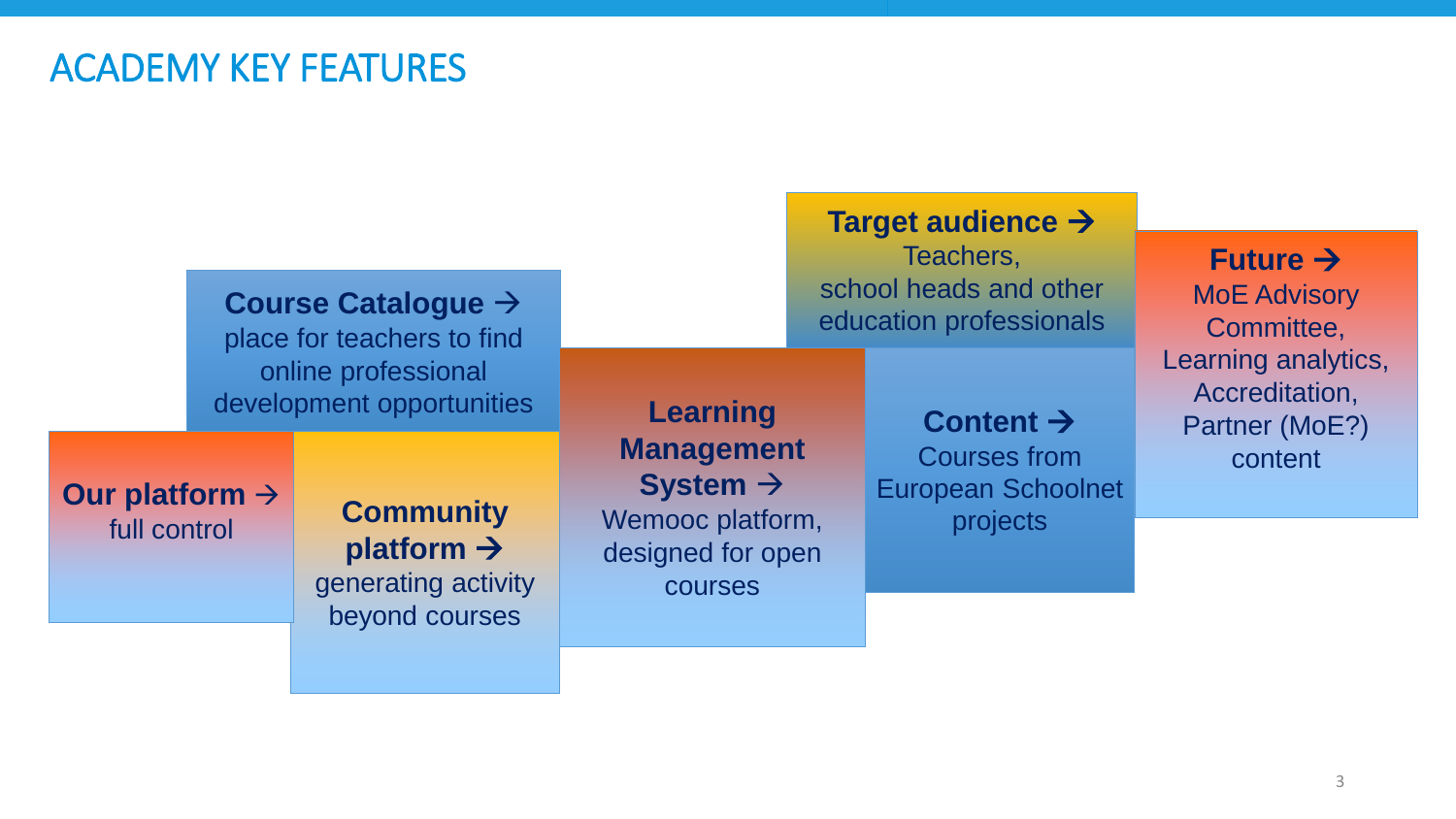# ACADEMY KEY FEATURES

**Our platform →** full control

**Course Catalogue →** place for teachers to find online professional development opportunities

**Community platform →** generating activity beyond courses

**Learning Management System →** Wemooc platform, designed for open courses

**Target audience →** Teachers, school heads and other education professionals

**Content →** Courses from European Schoolnet projects

**Future →** MoE Advisory Committee, Learning analytics, Accreditation, Partner (MoE?) content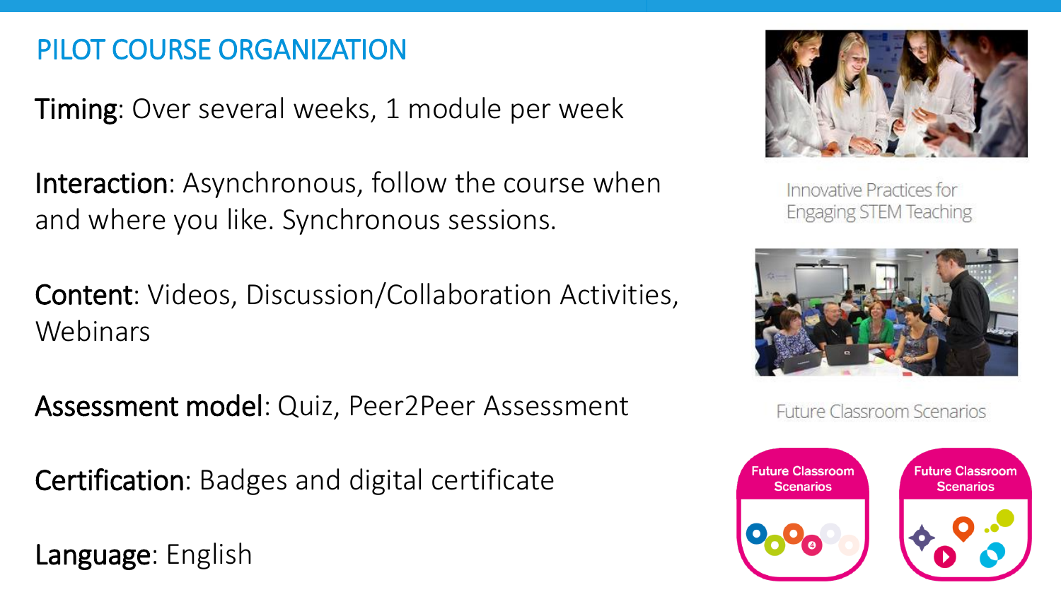# PILOT COURSE ORGANIZATION

**Timing**: Over several weeks, 1 module per week

**Interaction**: Asynchronous, follow the course when and where you like. Synchronous sessions.

**Content**: Videos, Discussion/Collaboration Activities, Webinars

**Assessment model**: Quiz, Peer2Peer Assessment

**Certification**: Badges and digital certificate

**Language**: English

Innovative Practices for Engaging STEM Teaching

Future Classroom Scenarios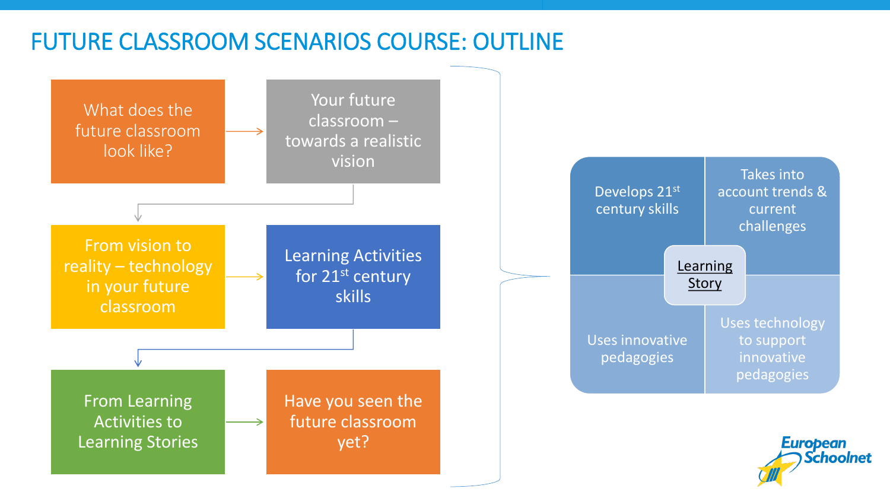# FUTURE CLASSROOM SCENARIOS COURSE: OUTLINE

- What does the future classroom look like?
- Your future classroom – towards a realistic vision
- From vision to reality – technology in your future classroom
- Learning Activities for 21st century skills
- From Learning Activities to Learning Stories
- Have you seen the future classroom yet?

**Learning Story**

- Develops 21st century skills
- Takes into account trends & current challenges
- Uses innovative pedagogies
- Uses technology to support innovative pedagogies

European Schoolnet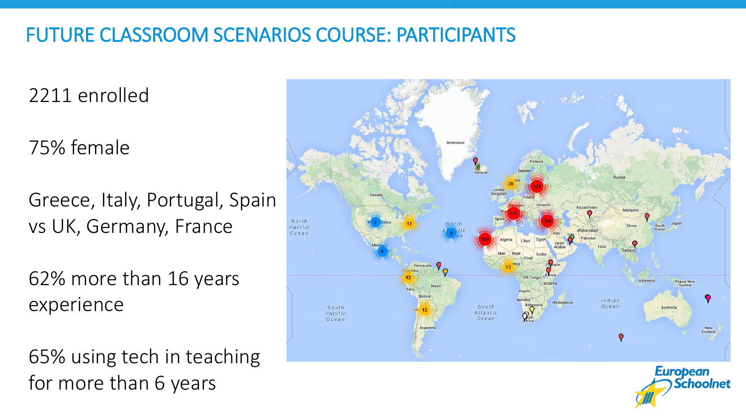# FUTURE CLASSROOM SCENARIOS COURSE: PARTICIPANTS

2211 enrolled

75% female

Greece, Italy, Portugal, Spain vs UK, Germany, France

62% more than 16 years experience

65% using tech in teaching for more than 6 years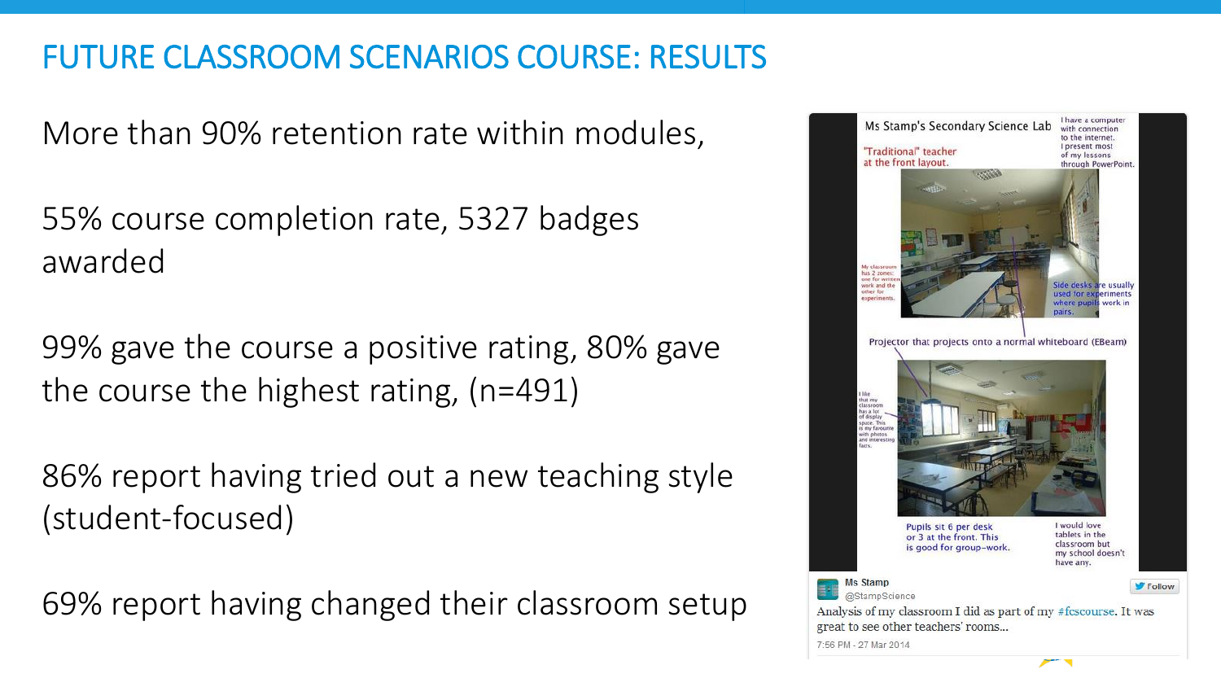# FUTURE CLASSROOM SCENARIOS COURSE: RESULTS

More than 90% retention rate within modules,

55% course completion rate, 5327 badges awarded

99% gave the course a positive rating, 80% gave the course the highest rating, (n=491)

86% report having tried out a new teaching style (student-focused)

69% report having changed their classroom setup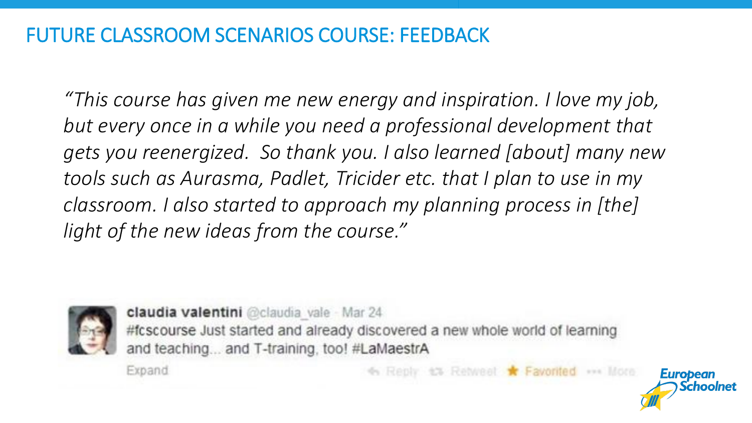# FUTURE CLASSROOM SCENARIOS COURSE: FEEDBACK

*"This course has given me new energy and inspiration. I love my job, but every once in a while you need a professional development that gets you reenergized. So thank you. I also learned [about] many new tools such as Aurasma, Padlet, Tricider etc. that I plan to use in my classroom. I also started to approach my planning process in [the] light of the new ideas from the course."*

**claudia valentini** @claudia_vale · Mar 24

#fcscourse Just started and already discovered a new whole world of learning and teaching... and T-training, too! #LaMaestrA

Expand · Reply · Retweet · Favorited · More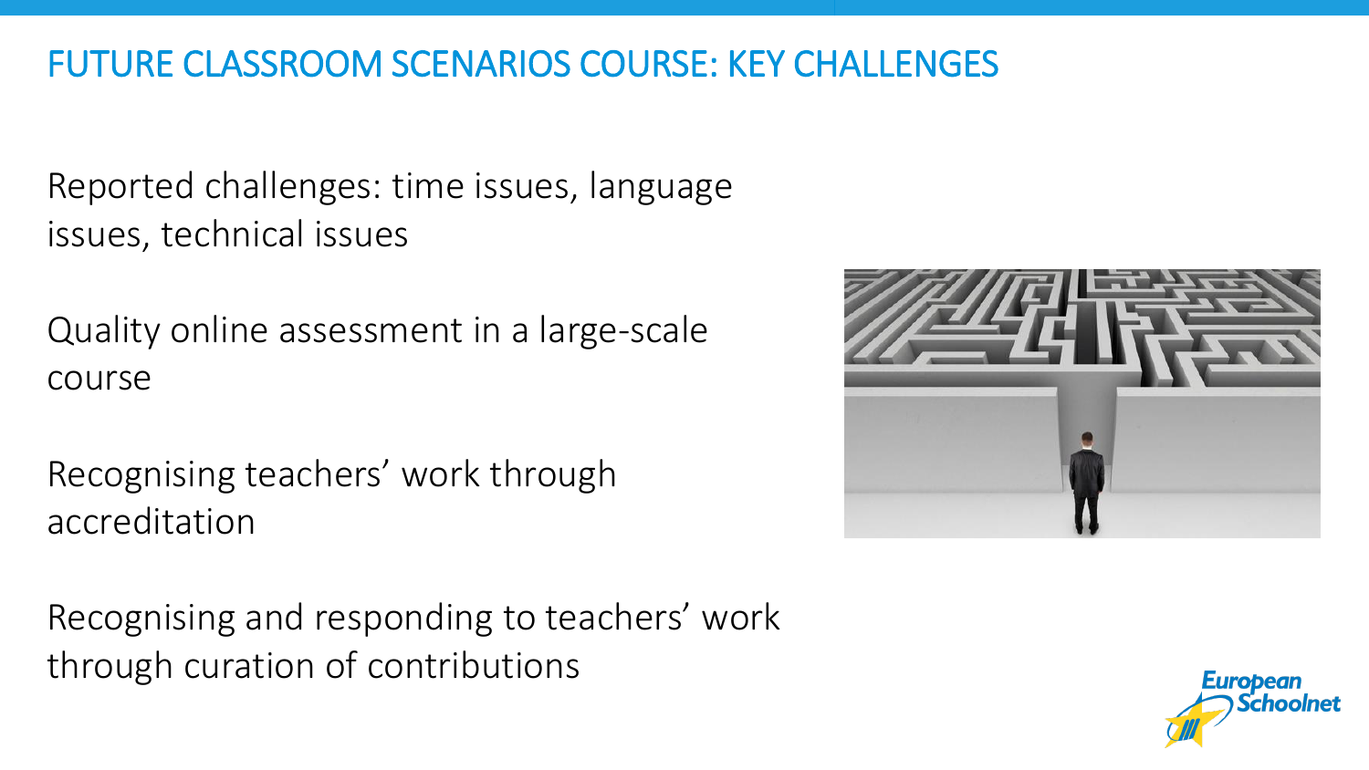# FUTURE CLASSROOM SCENARIOS COURSE: KEY CHALLENGES

Reported challenges: time issues, language issues, technical issues

Quality online assessment in a large-scale course

Recognising teachers' work through accreditation

Recognising and responding to teachers' work through curation of contributions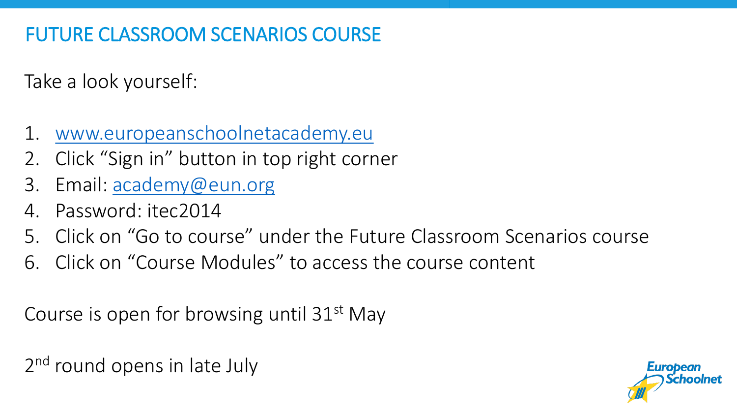# FUTURE CLASSROOM SCENARIOS COURSE

Take a look yourself:

1. www.europeanschoolnetacademy.eu
2. Click "Sign in" button in top right corner
3. Email: academy@eun.org
4. Password: itec2014
5. Click on "Go to course" under the Future Classroom Scenarios course
6. Click on "Course Modules" to access the course content

Course is open for browsing until 31st May

2nd round opens in late July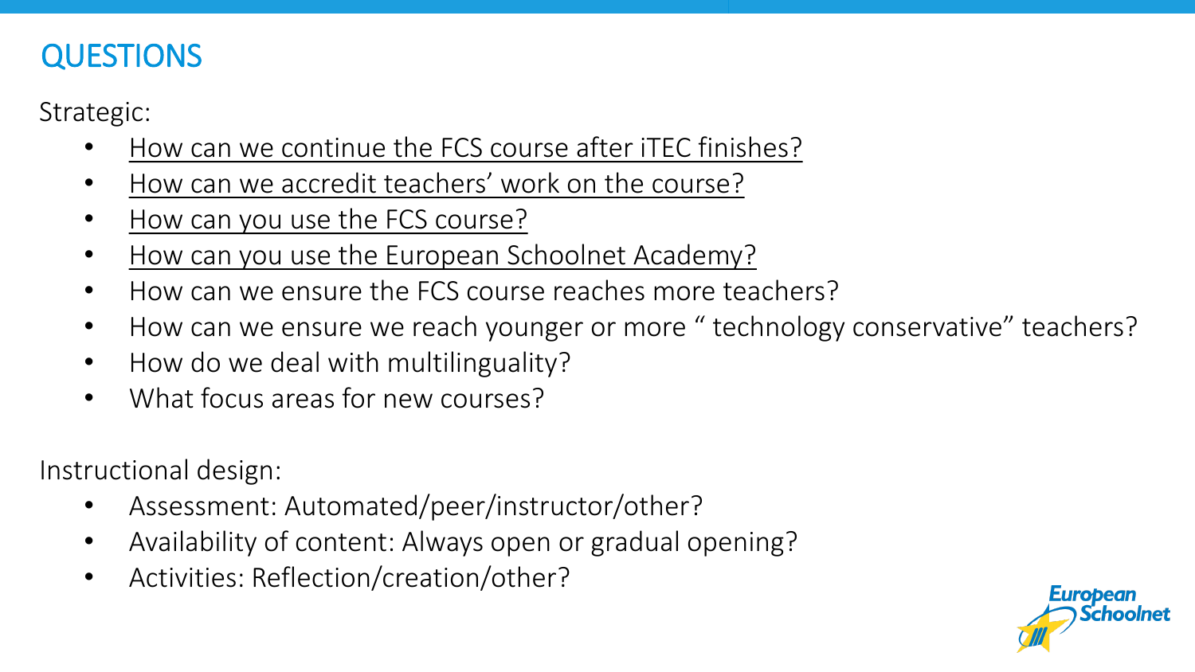# QUESTIONS

Strategic:

- How can we continue the FCS course after iTEC finishes?
- How can we accredit teachers' work on the course?
- How can you use the FCS course?
- How can you use the European Schoolnet Academy?
- How can we ensure the FCS course reaches more teachers?
- How can we ensure we reach younger or more " technology conservative" teachers?
- How do we deal with multilinguality?
- What focus areas for new courses?

Instructional design:

- Assessment: Automated/peer/instructor/other?
- Availability of content: Always open or gradual opening?
- Activities: Reflection/creation/other?

European Schoolnet